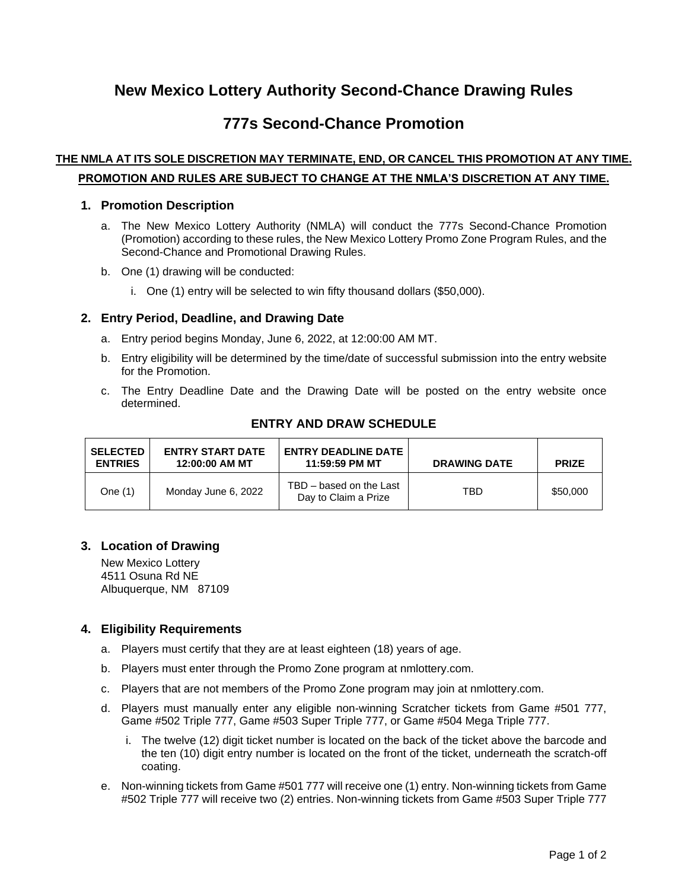# New Mexico Lottery Authority Second-Chance Drawing Rules

## 777s Second-Chance Promotion

**THE NMLA AT ITS SOLE DISCRETION MAY TERMINATE, END, OR CANCEL THIS PROMOTION AT ANY TIME.**

**PROMOTION AND RULES ARE SUBJECT TO CHANGE AT THE NMLA'S DISCRETION AT ANY TIME.**

### 1. Promotion Description

a. The New Mexico Lottery Authority (NMLA) will conduct the 777s Second-Chance Promotion (Promotion) according to these rules, the New Mexico Lottery Promo Zone Program Rules, and the Second-Chance and Promotional Drawing Rules.

b. One (1) drawing will be conducted:

   i. One (1) entry will be selected to win fifty thousand dollars ($50,000).

### 2. Entry Period, Deadline, and Drawing Date

a. Entry period begins Monday, June 6, 2022, at 12:00:00 AM MT.

b. Entry eligibility will be determined by the time/date of successful submission into the entry website for the Promotion.

c. The Entry Deadline Date and the Drawing Date will be posted on the entry website once determined.

**ENTRY AND DRAW SCHEDULE**

| SELECTED ENTRIES | ENTRY START DATE 12:00:00 AM MT | ENTRY DEADLINE DATE 11:59:59 PM MT | DRAWING DATE | PRIZE |
|---|---|---|---|---|
| One (1) | Monday June 6, 2022 | TBD – based on the Last Day to Claim a Prize | TBD | $50,000 |

### 3. Location of Drawing

New Mexico Lottery
4511 Osuna Rd NE
Albuquerque, NM 87109

### 4. Eligibility Requirements

a. Players must certify that they are at least eighteen (18) years of age.

b. Players must enter through the Promo Zone program at nmlottery.com.

c. Players that are not members of the Promo Zone program may join at nmlottery.com.

d. Players must manually enter any eligible non-winning Scratcher tickets from Game #501 777, Game #502 Triple 777, Game #503 Super Triple 777, or Game #504 Mega Triple 777.

   i. The twelve (12) digit ticket number is located on the back of the ticket above the barcode and the ten (10) digit entry number is located on the front of the ticket, underneath the scratch-off coating.

e. Non-winning tickets from Game #501 777 will receive one (1) entry. Non-winning tickets from Game #502 Triple 777 will receive two (2) entries. Non-winning tickets from Game #503 Super Triple 777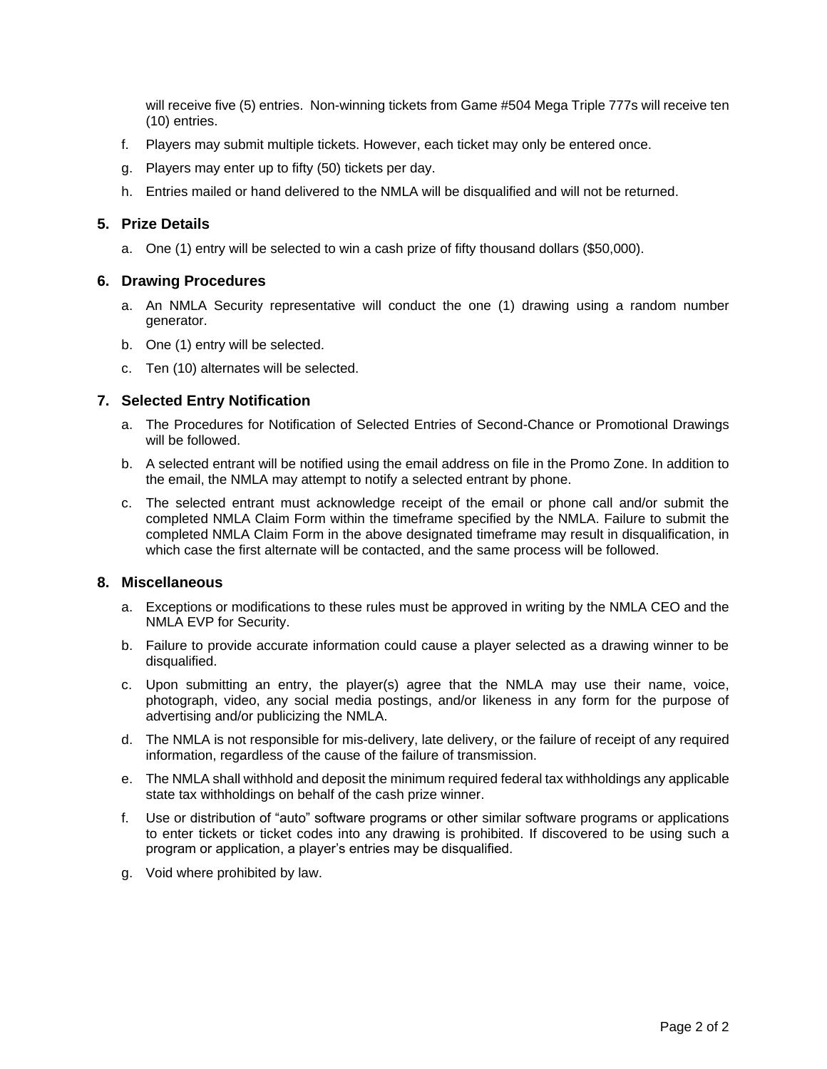will receive five (5) entries. Non-winning tickets from Game #504 Mega Triple 777s will receive ten (10) entries.

f. Players may submit multiple tickets. However, each ticket may only be entered once.

g. Players may enter up to fifty (50) tickets per day.

h. Entries mailed or hand delivered to the NMLA will be disqualified and will not be returned.

## 5. Prize Details

a. One (1) entry will be selected to win a cash prize of fifty thousand dollars ($50,000).

## 6. Drawing Procedures

a. An NMLA Security representative will conduct the one (1) drawing using a random number generator.

b. One (1) entry will be selected.

c. Ten (10) alternates will be selected.

## 7. Selected Entry Notification

a. The Procedures for Notification of Selected Entries of Second-Chance or Promotional Drawings will be followed.

b. A selected entrant will be notified using the email address on file in the Promo Zone. In addition to the email, the NMLA may attempt to notify a selected entrant by phone.

c. The selected entrant must acknowledge receipt of the email or phone call and/or submit the completed NMLA Claim Form within the timeframe specified by the NMLA. Failure to submit the completed NMLA Claim Form in the above designated timeframe may result in disqualification, in which case the first alternate will be contacted, and the same process will be followed.

## 8. Miscellaneous

a. Exceptions or modifications to these rules must be approved in writing by the NMLA CEO and the NMLA EVP for Security.

b. Failure to provide accurate information could cause a player selected as a drawing winner to be disqualified.

c. Upon submitting an entry, the player(s) agree that the NMLA may use their name, voice, photograph, video, any social media postings, and/or likeness in any form for the purpose of advertising and/or publicizing the NMLA.

d. The NMLA is not responsible for mis-delivery, late delivery, or the failure of receipt of any required information, regardless of the cause of the failure of transmission.

e. The NMLA shall withhold and deposit the minimum required federal tax withholdings any applicable state tax withholdings on behalf of the cash prize winner.

f. Use or distribution of “auto” software programs or other similar software programs or applications to enter tickets or ticket codes into any drawing is prohibited. If discovered to be using such a program or application, a player’s entries may be disqualified.

g. Void where prohibited by law.